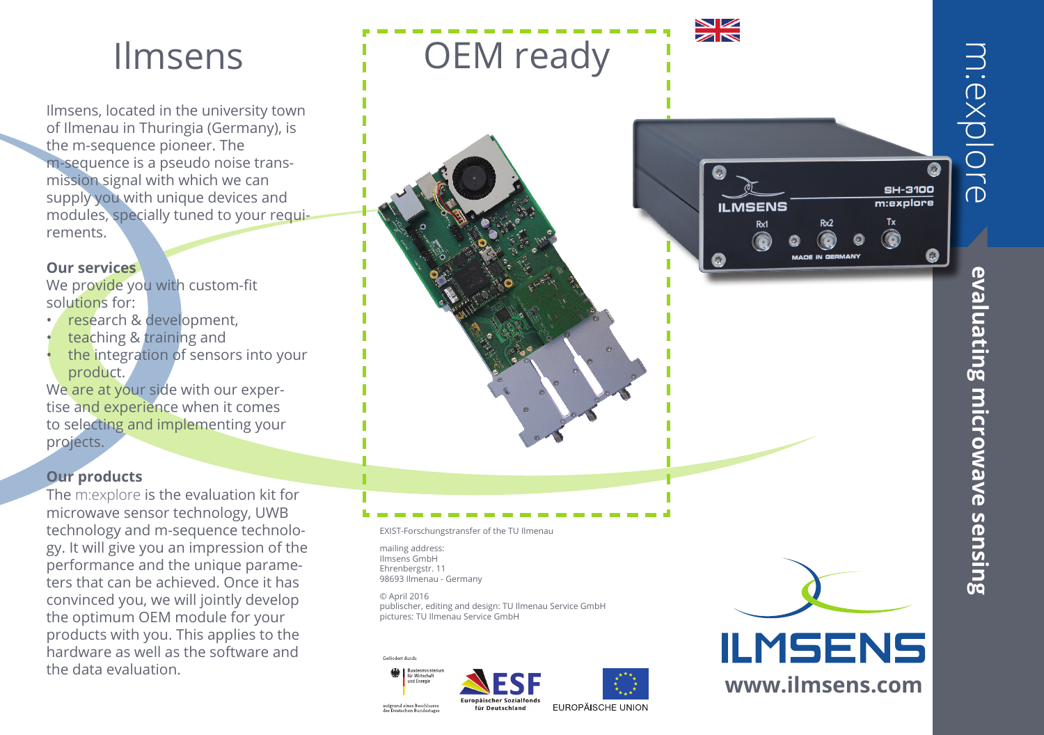# Ilmsens

Ilmsens, located in the university town of Ilmenau in Thuringia (Germany), is the m-sequence pioneer. The m-sequence is a pseudo noise transmission signal with which we can supply you with unique devices and modules, specially tuned to your requirements.

**Our services**

We provide you with custom-fit solutions for:

- research & development,
- teaching & training and
- the integration of sensors into your product.

We are at your side with our expertise and experience when it comes to selecting and implementing your projects.

**Our products**

The m:explore is the evaluation kit for microwave sensor technology, UWB technology and m-sequence technology. It will give you an impression of the performance and the unique parameters that can be achieved. Once it has convinced you, we will jointly develop the optimum OEM module for your products with you. This applies to the hardware as well as the software and the data evaluation.

# OEM ready

EXIST-Forschungstransfer of the TU Ilmenau

mailing address:
Ilmsens GmbH
Ehrenbergstr. 11
98693 Ilmenau - Germany

© April 2016
publischer, editing and design: TU Ilmenau Service GmbH
pictures: TU Ilmenau Service GmbH

Gefördert durch:
Bundesministerium für Wirtschaft und Energie
aufgrund eines Beschlusses des Deutschen Bundestages

ESF Europäischer Sozialfonds für Deutschland

EUROPÄISCHE UNION

m:explore

**evaluating microwave sensing**

ILMSENS

**www.ilmsens.com**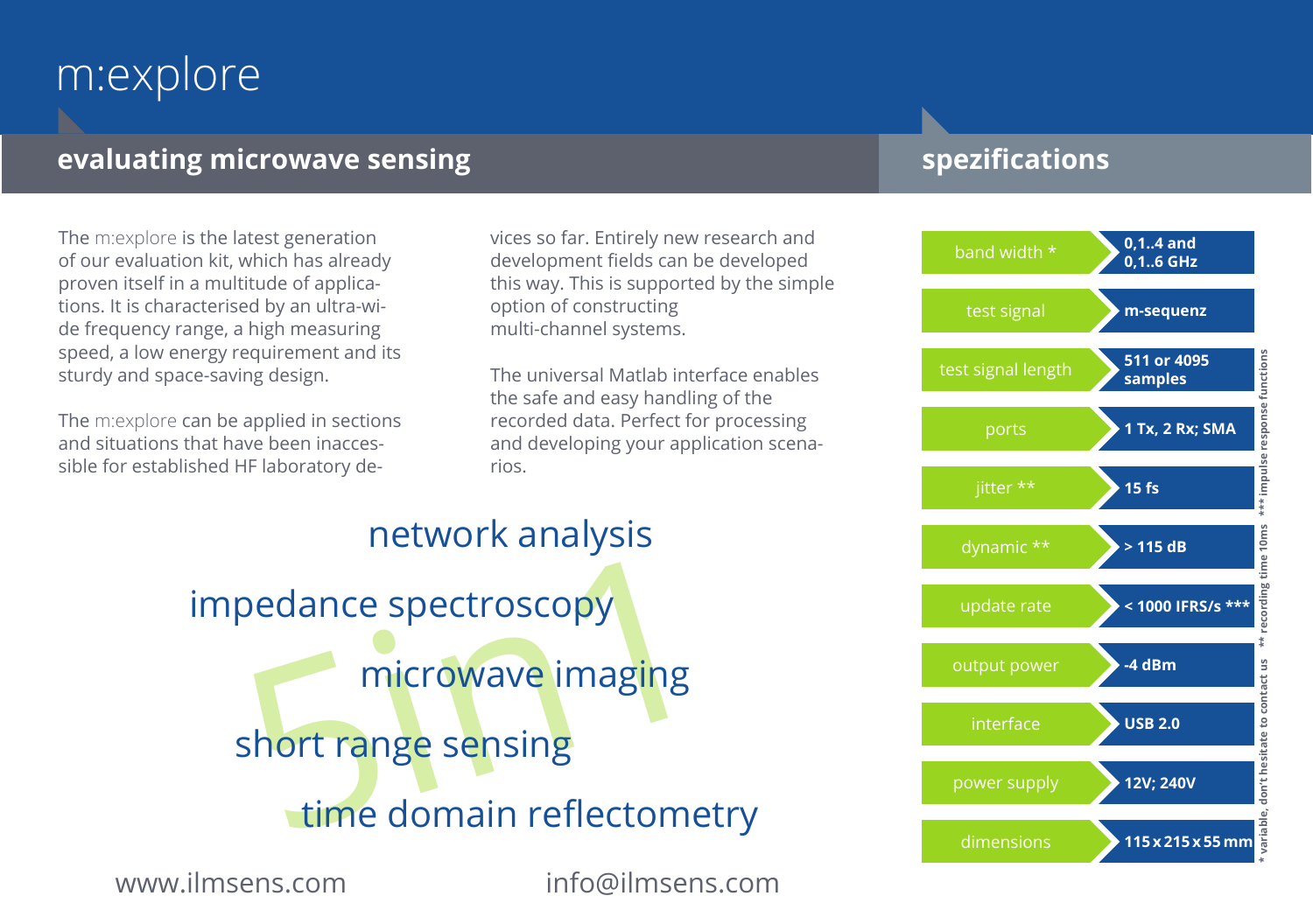# m:explore

## evaluating microwave sensing

The m:explore is the latest generation of our evaluation kit, which has already proven itself in a multitude of applications. It is characterised by an ultra-wide frequency range, a high measuring speed, a low energy requirement and its sturdy and space-saving design.

The m:explore can be applied in sections and situations that have been inaccessible for established HF laboratory devices so far. Entirely new research and development fields can be developed this way. This is supported by the simple option of constructing multi-channel systems.

The universal Matlab interface enables the safe and easy handling of the recorded data. Perfect for processing and developing your application scenarios.

5in1

network analysis

impedance spectroscopy

microwave imaging

short range sensing

time domain reflectometry

www.ilmsens.com

info@ilmsens.com

## spezifications

| | |
|---|---|
| band width * | 0,1..4 and 0,1..6 GHz |
| test signal | m-sequenz |
| test signal length | 511 or 4095 samples |
| ports | 1 Tx, 2 Rx; SMA |
| jitter ** | 15 fs |
| dynamic ** | > 115 dB |
| update rate | < 1000 IFRS/s *** |
| output power | -4 dBm |
| interface | USB 2.0 |
| power supply | 12V; 240V |
| dimensions | 115 x 215 x 55 mm |

\* variable, don't hesitate to contact us  ** recording time 10ms  *** impulse response functions